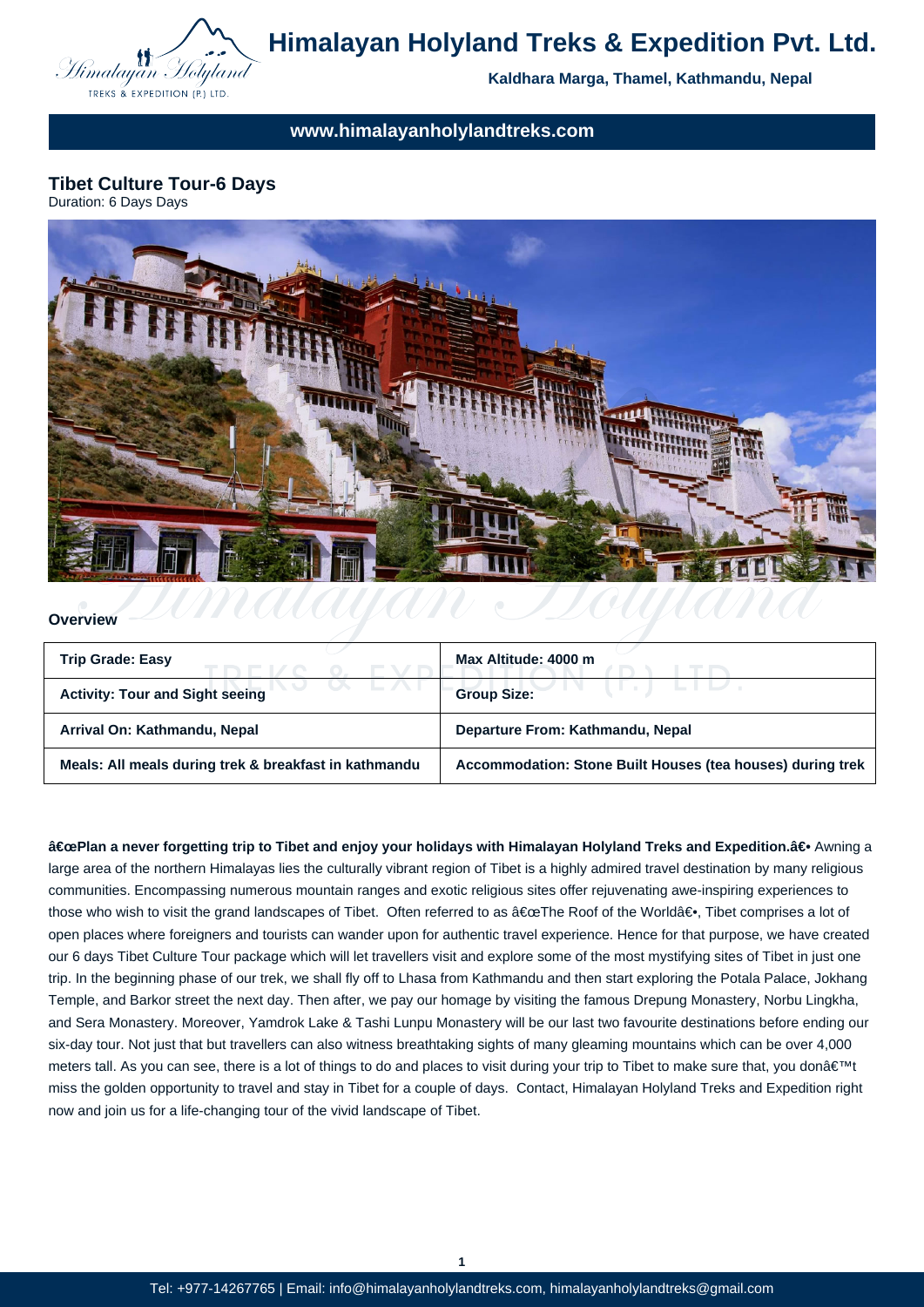# Himalayan Holyland Treks & Expedition Pvt. Ltd.

**Kaldhara Marga, Thamel, Kathmandu, Nepal**

**www.himalayanholylandtreks.com**

## Tibet Culture Tour-6 Days

Duration: 6 Days Days

### Overview

| Trip Grade: Easy | Max Altitude: 4000 m |
|---|---|
| Activity: Tour and Sight seeing | Group Size: |
| Arrival On: Kathmandu, Nepal | Departure From: Kathmandu, Nepal |
| Meals: All meals during trek & breakfast in kathmandu | Accommodation: Stone Built Houses (tea houses) during trek |

**â€œPlan a never forgetting trip to Tibet and enjoy your holidays with Himalayan Holyland Treks and Expedition.â€•** Awning a large area of the northern Himalayas lies the culturally vibrant region of Tibet is a highly admired travel destination by many religious communities. Encompassing numerous mountain ranges and exotic religious sites offer rejuvenating awe-inspiring experiences to those who wish to visit the grand landscapes of Tibet. Often referred to as â€œThe Roof of the Worldâ€•, Tibet comprises a lot of open places where foreigners and tourists can wander upon for authentic travel experience. Hence for that purpose, we have created our 6 days Tibet Culture Tour package which will let travellers visit and explore some of the most mystifying sites of Tibet in just one trip. In the beginning phase of our trek, we shall fly off to Lhasa from Kathmandu and then start exploring the Potala Palace, Jokhang Temple, and Barkor street the next day. Then after, we pay our homage by visiting the famous Drepung Monastery, Norbu Lingkha, and Sera Monastery. Moreover, Yamdrok Lake & Tashi Lunpu Monastery will be our last two favourite destinations before ending our six-day tour. Not just that but travellers can also witness breathtaking sights of many gleaming mountains which can be over 4,000 meters tall. As you can see, there is a lot of things to do and places to visit during your trip to Tibet to make sure that, you donâ€™t miss the golden opportunity to travel and stay in Tibet for a couple of days. Contact, Himalayan Holyland Treks and Expedition right now and join us for a life-changing tour of the vivid landscape of Tibet.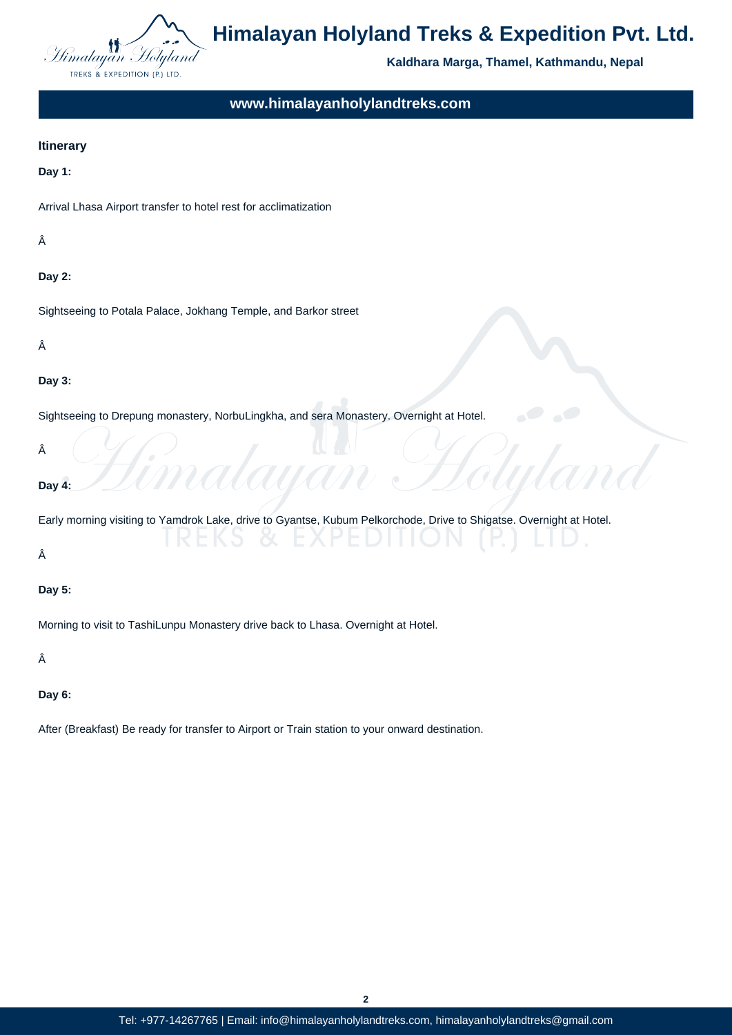## Itinerary

**Day 1:**

Arrival Lhasa Airport transfer to hotel rest for acclimatization

Â

**Day 2:**

Sightseeing to Potala Palace, Jokhang Temple, and Barkor street

Â

**Day 3:**

Sightseeing to Drepung monastery, NorbuLingkha, and sera Monastery. Overnight at Hotel.

Â

**Day 4:**

Early morning visiting to Yamdrok Lake, drive to Gyantse, Kubum Pelkorchode, Drive to Shigatse. Overnight at Hotel.

Â

**Day 5:**

Morning to visit to TashiLunpu Monastery drive back to Lhasa. Overnight at Hotel.

Â

**Day 6:**

After (Breakfast) Be ready for transfer to Airport or Train station to your onward destination.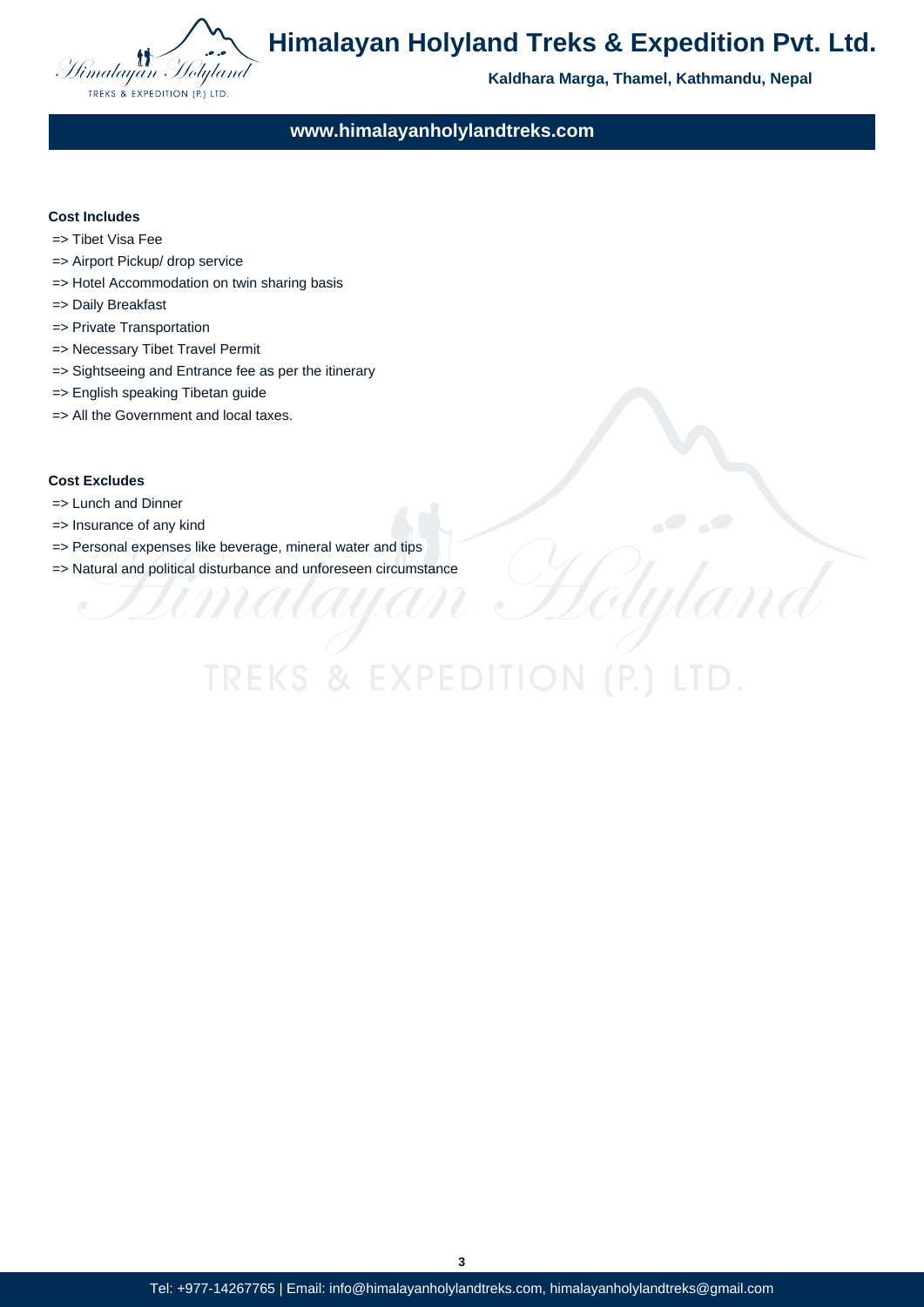**Cost Includes**

=> Tibet Visa Fee
=> Airport Pickup/ drop service
=> Hotel Accommodation on twin sharing basis
=> Daily Breakfast
=> Private Transportation
=> Necessary Tibet Travel Permit
=> Sightseeing and Entrance fee as per the itinerary
=> English speaking Tibetan guide
=> All the Government and local taxes.

**Cost Excludes**

=> Lunch and Dinner
=> Insurance of any kind
=> Personal expenses like beverage, mineral water and tips
=> Natural and political disturbance and unforeseen circumstance